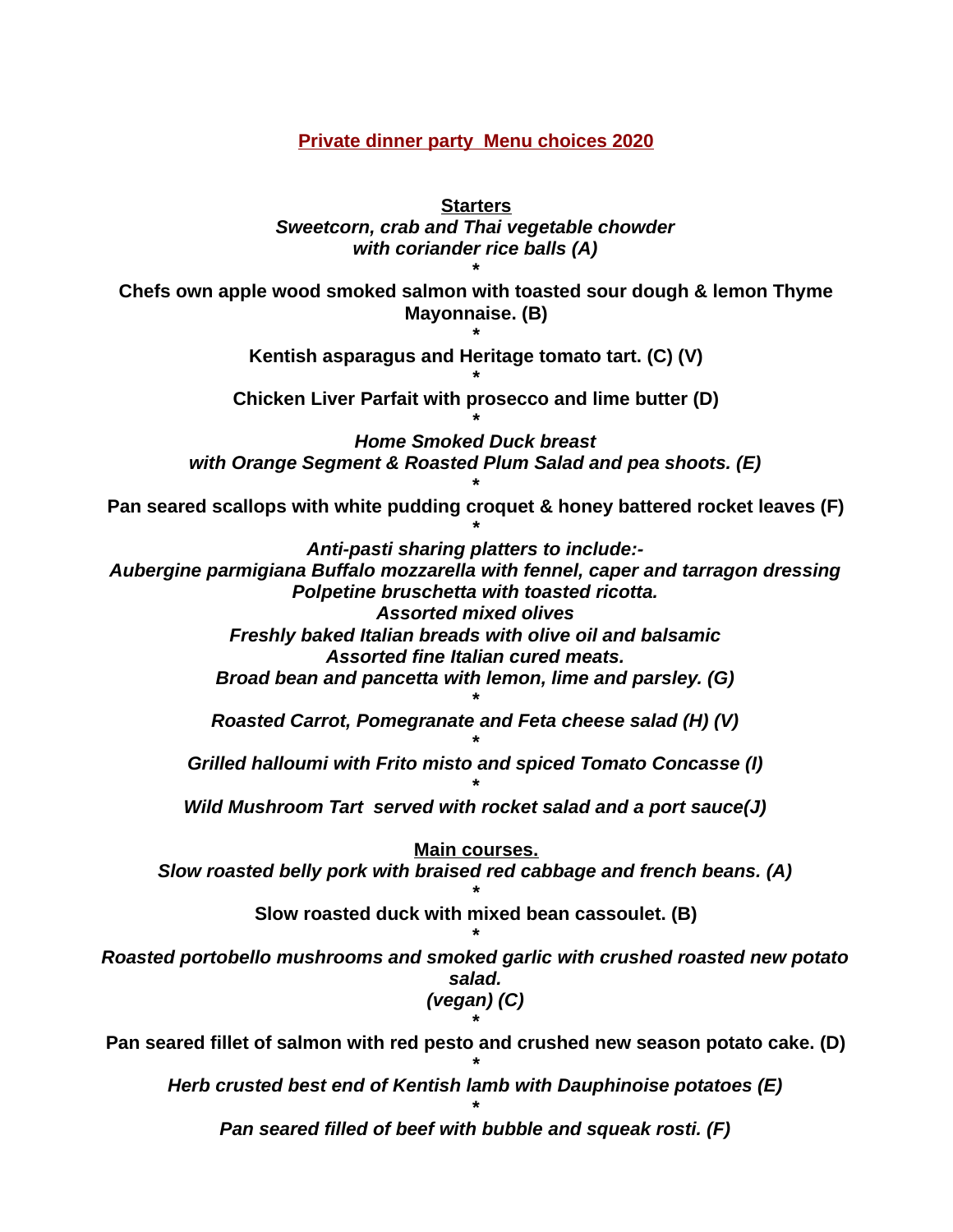# Private dinner party  Menu choices 2020

## Starters

*Sweetcorn, crab and Thai vegetable chowder*
*with coriander rice balls (A)*

*

**Chefs own apple wood smoked salmon with toasted sour dough & lemon Thyme Mayonnaise. (B)**

*

**Kentish asparagus and Heritage tomato tart. (C) (V)**

*

**Chicken Liver Parfait with prosecco and lime butter (D)**

*

*Home Smoked Duck breast*
*with Orange Segment & Roasted Plum Salad and pea shoots. (E)*

*

**Pan seared scallops with white pudding croquet & honey battered rocket leaves (F)**

*

*Anti-pasti sharing platters to include:-*
*Aubergine parmigiana Buffalo mozzarella with fennel, caper and tarragon dressing*
*Polpetine bruschetta with toasted ricotta.*
*Assorted mixed olives*
*Freshly baked Italian breads with olive oil and balsamic*
*Assorted fine Italian cured meats.*
*Broad bean and pancetta with lemon, lime and parsley. (G)*

*

*Roasted Carrot, Pomegranate and Feta cheese salad (H) (V)*

*

*Grilled halloumi with Frito misto and spiced Tomato Concasse (I)*

*

*Wild Mushroom Tart  served with rocket salad and a port sauce(J)*

## Main courses.

*Slow roasted belly pork with braised red cabbage and french beans. (A)*

*

**Slow roasted duck with mixed bean cassoulet. (B)**

*

*Roasted portobello mushrooms and smoked garlic with crushed roasted new potato salad.*
*(vegan) (C)*

*

**Pan seared fillet of salmon with red pesto and crushed new season potato cake. (D)**

*

*Herb crusted best end of Kentish lamb with Dauphinoise potatoes (E)*

*

*Pan seared filled of beef with bubble and squeak rosti. (F)*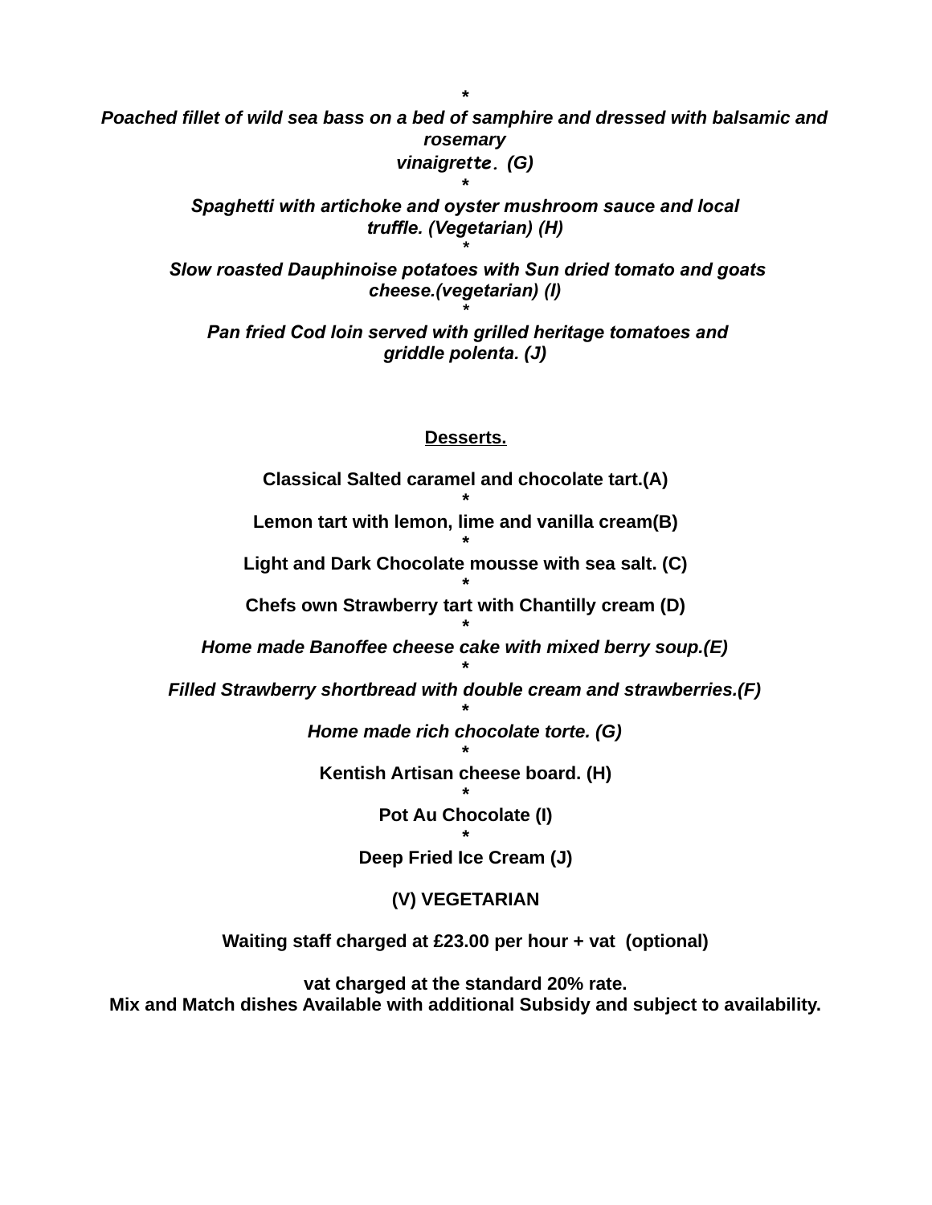*

*Poached fillet of wild sea bass on a bed of samphire and dressed with balsamic and rosemary vinaigrette. (G)*

*

*Spaghetti with artichoke and oyster mushroom sauce and local truffle. (Vegetarian) (H)*

*

*Slow roasted Dauphinoise potatoes with Sun dried tomato and goats cheese.(vegetarian) (I)*

*

*Pan fried Cod loin served with grilled heritage tomatoes and griddle polenta. (J)*

## <u>Desserts.</u>

**Classical Salted caramel and chocolate tart.(A)**

*

**Lemon tart with lemon, lime and vanilla cream(B)**

*

**Light and Dark Chocolate mousse with sea salt. (C)**

*

**Chefs own Strawberry tart with Chantilly cream (D)**

*

***Home made Banoffee cheese cake with mixed berry soup.(E)***

*

***Filled Strawberry shortbread with double cream and strawberries.(F)***

*

***Home made rich chocolate torte. (G)***

*

**Kentish Artisan cheese board. (H)**

*

**Pot Au Chocolate (I)**

*

**Deep Fried Ice Cream (J)**

**(V) VEGETARIAN**

**Waiting staff charged at £23.00 per hour + vat (optional)**

**vat charged at the standard 20% rate.**
**Mix and Match dishes Available with additional Subsidy and subject to availability.**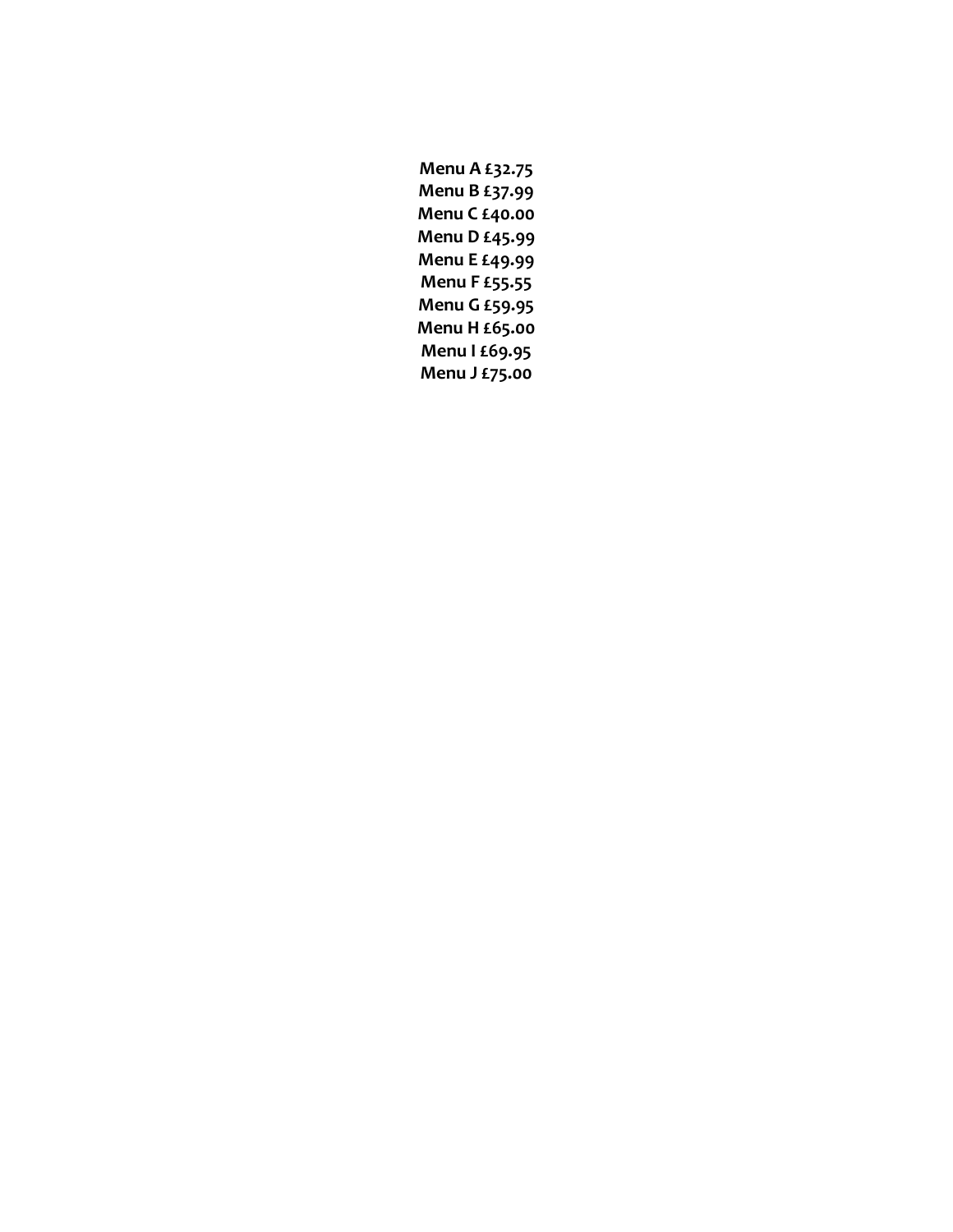**Menu A £32.75**
**Menu B £37.99**
**Menu C £40.00**
**Menu D £45.99**
**Menu E £49.99**
**Menu F £55.55**
**Menu G £59.95**
**Menu H £65.00**
**Menu I £69.95**
**Menu J £75.00**